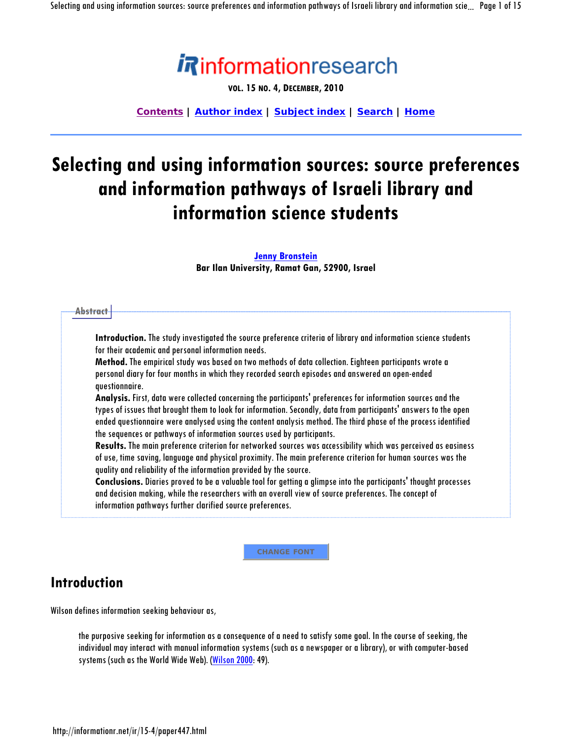# Selecting and using information sources: source preferences and information pathways of Israeli library and information science students

**Jenny Bronstein**
**Bar Ilan University, Ramat Gan, 52900, Israel**

#### Abstract

**Introduction.** The study investigated the source preference criteria of library and information science students for their academic and personal information needs.
**Method.** The empirical study was based on two methods of data collection. Eighteen participants wrote a personal diary for four months in which they recorded search episodes and answered an open-ended questionnaire.
**Analysis.** First, data were collected concerning the participants' preferences for information sources and the types of issues that brought them to look for information. Secondly, data from participants' answers to the open ended questionnaire were analysed using the content analysis method. The third phase of the process identified the sequences or pathways of information sources used by participants.
**Results.** The main preference criterion for networked sources was accessibility which was perceived as easiness of use, time saving, language and physical proximity. The main preference criterion for human sources was the quality and reliability of the information provided by the source.
**Conclusions.** Diaries proved to be a valuable tool for getting a glimpse into the participants' thought processes and decision making, while the researchers with an overall view of source preferences. The concept of information pathways further clarified source preferences.

## Introduction

Wilson defines information seeking behaviour as,

> the purposive seeking for information as a consequence of a need to satisfy some goal. In the course of seeking, the individual may interact with manual information systems (such as a newspaper or a library), or with computer-based systems (such as the World Wide Web). (Wilson 2000: 49).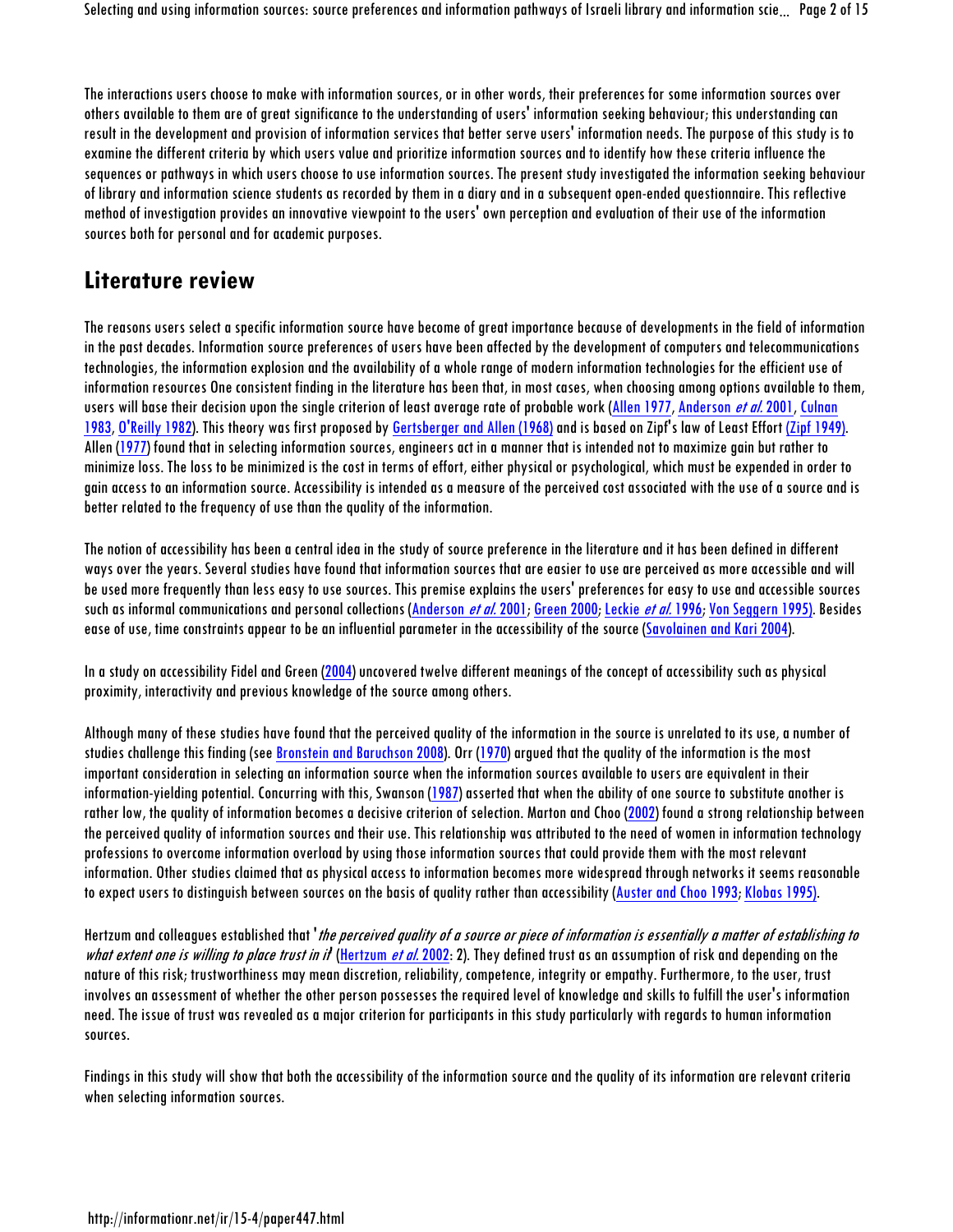The interactions users choose to make with information sources, or in other words, their preferences for some information sources over others available to them are of great significance to the understanding of users' information seeking behaviour; this understanding can result in the development and provision of information services that better serve users' information needs. The purpose of this study is to examine the different criteria by which users value and prioritize information sources and to identify how these criteria influence the sequences or pathways in which users choose to use information sources. The present study investigated the information seeking behaviour of library and information science students as recorded by them in a diary and in a subsequent open-ended questionnaire. This reflective method of investigation provides an innovative viewpoint to the users' own perception and evaluation of their use of the information sources both for personal and for academic purposes.

## Literature review

The reasons users select a specific information source have become of great importance because of developments in the field of information in the past decades. Information source preferences of users have been affected by the development of computers and telecommunications technologies, the information explosion and the availability of a whole range of modern information technologies for the efficient use of information resources One consistent finding in the literature has been that, in most cases, when choosing among options available to them, users will base their decision upon the single criterion of least average rate of probable work (Allen 1977, Anderson *et al.* 2001, Culnan 1983, O'Reilly 1982). This theory was first proposed by Gertsberger and Allen (1968) and is based on Zipf's law of Least Effort (Zipf 1949). Allen (1977) found that in selecting information sources, engineers act in a manner that is intended not to maximize gain but rather to minimize loss. The loss to be minimized is the cost in terms of effort, either physical or psychological, which must be expended in order to gain access to an information source. Accessibility is intended as a measure of the perceived cost associated with the use of a source and is better related to the frequency of use than the quality of the information.

The notion of accessibility has been a central idea in the study of source preference in the literature and it has been defined in different ways over the years. Several studies have found that information sources that are easier to use are perceived as more accessible and will be used more frequently than less easy to use sources. This premise explains the users' preferences for easy to use and accessible sources such as informal communications and personal collections (Anderson *et al.* 2001; Green 2000; Leckie *et al.* 1996; Von Seggern 1995). Besides ease of use, time constraints appear to be an influential parameter in the accessibility of the source (Savolainen and Kari 2004).

In a study on accessibility Fidel and Green (2004) uncovered twelve different meanings of the concept of accessibility such as physical proximity, interactivity and previous knowledge of the source among others.

Although many of these studies have found that the perceived quality of the information in the source is unrelated to its use, a number of studies challenge this finding (see Bronstein and Baruchson 2008). Orr (1970) argued that the quality of the information is the most important consideration in selecting an information source when the information sources available to users are equivalent in their information-yielding potential. Concurring with this, Swanson (1987) asserted that when the ability of one source to substitute another is rather low, the quality of information becomes a decisive criterion of selection. Marton and Choo (2002) found a strong relationship between the perceived quality of information sources and their use. This relationship was attributed to the need of women in information technology professions to overcome information overload by using those information sources that could provide them with the most relevant information. Other studies claimed that as physical access to information becomes more widespread through networks it seems reasonable to expect users to distinguish between sources on the basis of quality rather than accessibility (Auster and Choo 1993; Klobas 1995).

Hertzum and colleagues established that '*the perceived quality of a source or piece of information is essentially a matter of establishing to what extent one is willing to place trust in it*' (Hertzum *et al.* 2002: 2). They defined trust as an assumption of risk and depending on the nature of this risk; trustworthiness may mean discretion, reliability, competence, integrity or empathy. Furthermore, to the user, trust involves an assessment of whether the other person possesses the required level of knowledge and skills to fulfill the user's information need. The issue of trust was revealed as a major criterion for participants in this study particularly with regards to human information sources.

Findings in this study will show that both the accessibility of the information source and the quality of its information are relevant criteria when selecting information sources.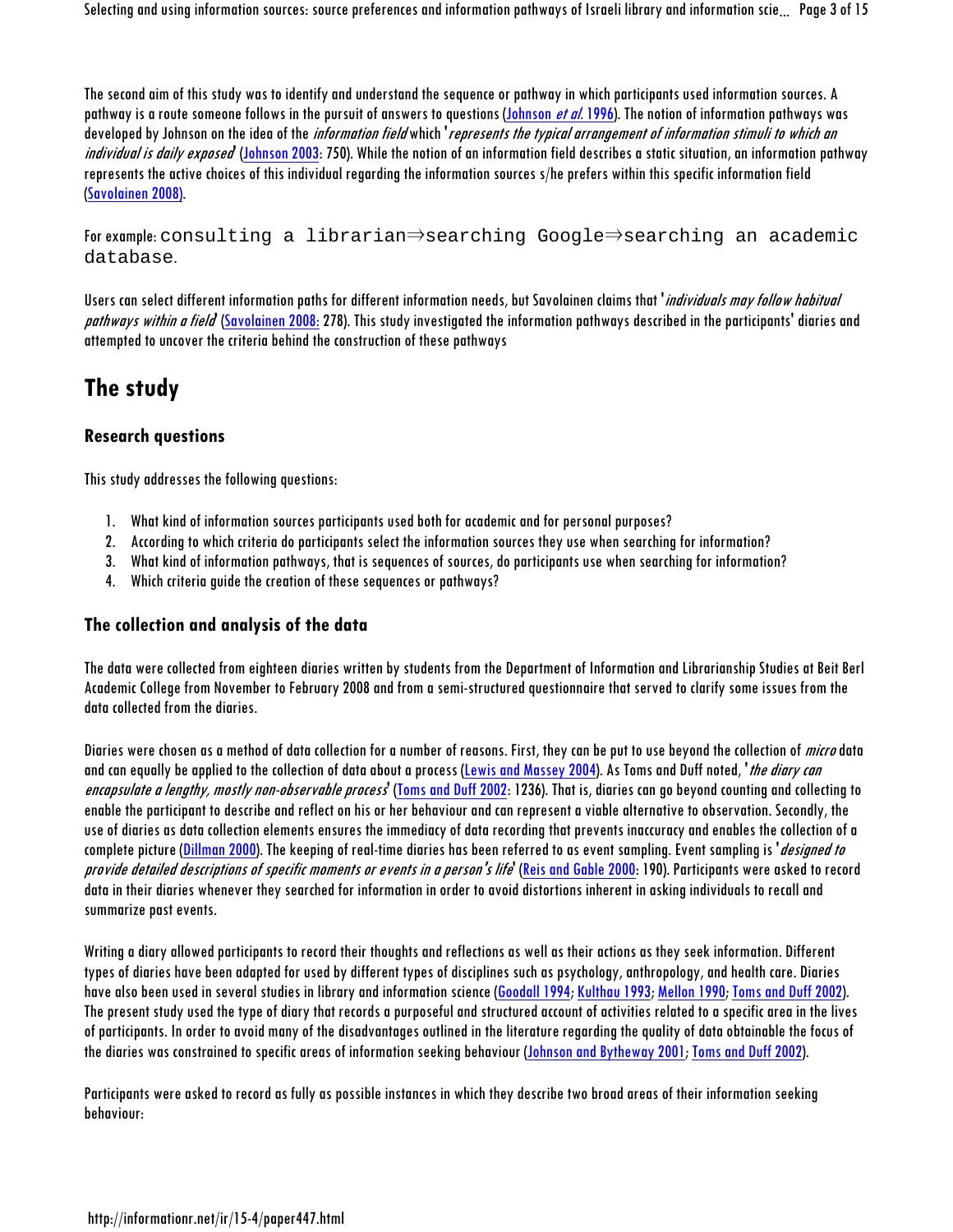The second aim of this study was to identify and understand the sequence or pathway in which participants used information sources. A pathway is a route someone follows in the pursuit of answers to questions ([Johnson *et al.* 1996](#)). The notion of information pathways was developed by Johnson on the idea of the *information field* which '*represents the typical arrangement of information stimuli to which an individual is daily exposed*' ([Johnson 2003](#): 750). While the notion of an information field describes a static situation, an information pathway represents the active choices of this individual regarding the information sources s/he prefers within this specific information field ([Savolainen 2008](#)).

For example: `consulting a librarian⇒searching Google⇒searching an academic database`.

Users can select different information paths for different information needs, but Savolainen claims that '*individuals may follow habitual pathways within a field*' ([Savolainen 2008:](#) 278). This study investigated the information pathways described in the participants' diaries and attempted to uncover the criteria behind the construction of these pathways

## The study

### Research questions

This study addresses the following questions:

1. What kind of information sources participants used both for academic and for personal purposes?
2. According to which criteria do participants select the information sources they use when searching for information?
3. What kind of information pathways, that is sequences of sources, do participants use when searching for information?
4. Which criteria guide the creation of these sequences or pathways?

### The collection and analysis of the data

The data were collected from eighteen diaries written by students from the Department of Information and Librarianship Studies at Beit Berl Academic College from November to February 2008 and from a semi-structured questionnaire that served to clarify some issues from the data collected from the diaries.

Diaries were chosen as a method of data collection for a number of reasons. First, they can be put to use beyond the collection of *micro* data and can equally be applied to the collection of data about a process ([Lewis and Massey 2004](#)). As Toms and Duff noted, '*the diary can encapsulate a lengthy, mostly non-observable process*' ([Toms and Duff 2002](#): 1236). That is, diaries can go beyond counting and collecting to enable the participant to describe and reflect on his or her behaviour and can represent a viable alternative to observation. Secondly, the use of diaries as data collection elements ensures the immediacy of data recording that prevents inaccuracy and enables the collection of a complete picture ([Dillman 2000](#)). The keeping of real-time diaries has been referred to as event sampling. Event sampling is '*designed to provide detailed descriptions of specific moments or events in a person's life*' ([Reis and Gable 2000](#): 190). Participants were asked to record data in their diaries whenever they searched for information in order to avoid distortions inherent in asking individuals to recall and summarize past events.

Writing a diary allowed participants to record their thoughts and reflections as well as their actions as they seek information. Different types of diaries have been adapted for used by different types of disciplines such as psychology, anthropology, and health care. Diaries have also been used in several studies in library and information science ([Goodall 1994](#); [Kulthau 1993](#); [Mellon 1990](#); [Toms and Duff 2002](#)). The present study used the type of diary that records a purposeful and structured account of activities related to a specific area in the lives of participants. In order to avoid many of the disadvantages outlined in the literature regarding the quality of data obtainable the focus of the diaries was constrained to specific areas of information seeking behaviour ([Johnson and Bytheway 2001](#); [Toms and Duff 2002](#)).

Participants were asked to record as fully as possible instances in which they describe two broad areas of their information seeking behaviour: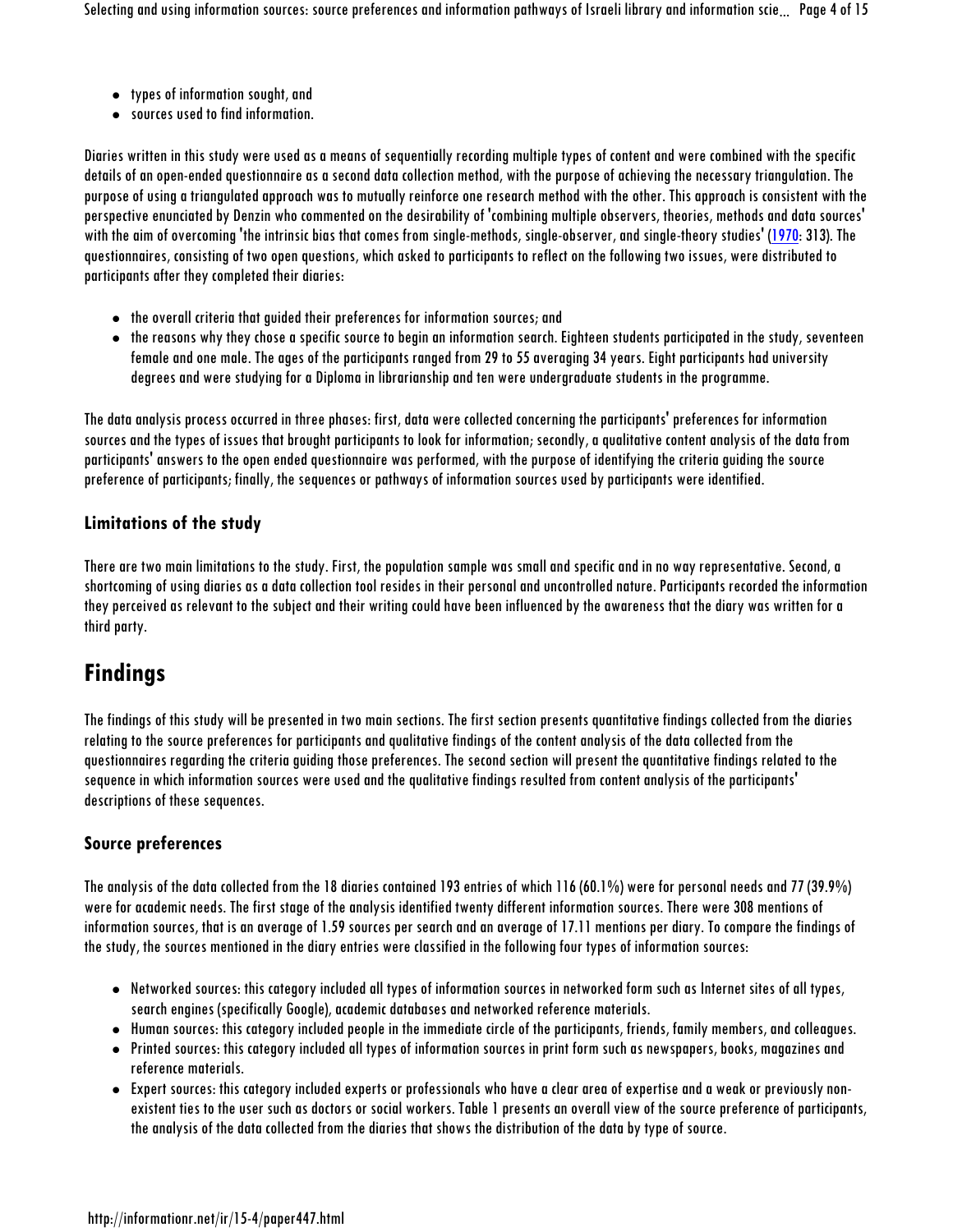- types of information sought, and
- sources used to find information.

Diaries written in this study were used as a means of sequentially recording multiple types of content and were combined with the specific details of an open-ended questionnaire as a second data collection method, with the purpose of achieving the necessary triangulation. The purpose of using a triangulated approach was to mutually reinforce one research method with the other. This approach is consistent with the perspective enunciated by Denzin who commented on the desirability of 'combining multiple observers, theories, methods and data sources' with the aim of overcoming 'the intrinsic bias that comes from single-methods, single-observer, and single-theory studies' (1970: 313). The questionnaires, consisting of two open questions, which asked to participants to reflect on the following two issues, were distributed to participants after they completed their diaries:

- the overall criteria that guided their preferences for information sources; and
- the reasons why they chose a specific source to begin an information search. Eighteen students participated in the study, seventeen female and one male. The ages of the participants ranged from 29 to 55 averaging 34 years. Eight participants had university degrees and were studying for a Diploma in librarianship and ten were undergraduate students in the programme.

The data analysis process occurred in three phases: first, data were collected concerning the participants' preferences for information sources and the types of issues that brought participants to look for information; secondly, a qualitative content analysis of the data from participants' answers to the open ended questionnaire was performed, with the purpose of identifying the criteria guiding the source preference of participants; finally, the sequences or pathways of information sources used by participants were identified.

### Limitations of the study

There are two main limitations to the study. First, the population sample was small and specific and in no way representative. Second, a shortcoming of using diaries as a data collection tool resides in their personal and uncontrolled nature. Participants recorded the information they perceived as relevant to the subject and their writing could have been influenced by the awareness that the diary was written for a third party.

## Findings

The findings of this study will be presented in two main sections. The first section presents quantitative findings collected from the diaries relating to the source preferences for participants and qualitative findings of the content analysis of the data collected from the questionnaires regarding the criteria guiding those preferences. The second section will present the quantitative findings related to the sequence in which information sources were used and the qualitative findings resulted from content analysis of the participants' descriptions of these sequences.

### Source preferences

The analysis of the data collected from the 18 diaries contained 193 entries of which 116 (60.1%) were for personal needs and 77 (39.9%) were for academic needs. The first stage of the analysis identified twenty different information sources. There were 308 mentions of information sources, that is an average of 1.59 sources per search and an average of 17.11 mentions per diary. To compare the findings of the study, the sources mentioned in the diary entries were classified in the following four types of information sources:

- Networked sources: this category included all types of information sources in networked form such as Internet sites of all types, search engines (specifically Google), academic databases and networked reference materials.
- Human sources: this category included people in the immediate circle of the participants, friends, family members, and colleagues.
- Printed sources: this category included all types of information sources in print form such as newspapers, books, magazines and reference materials.
- Expert sources: this category included experts or professionals who have a clear area of expertise and a weak or previously non-existent ties to the user such as doctors or social workers. Table 1 presents an overall view of the source preference of participants, the analysis of the data collected from the diaries that shows the distribution of the data by type of source.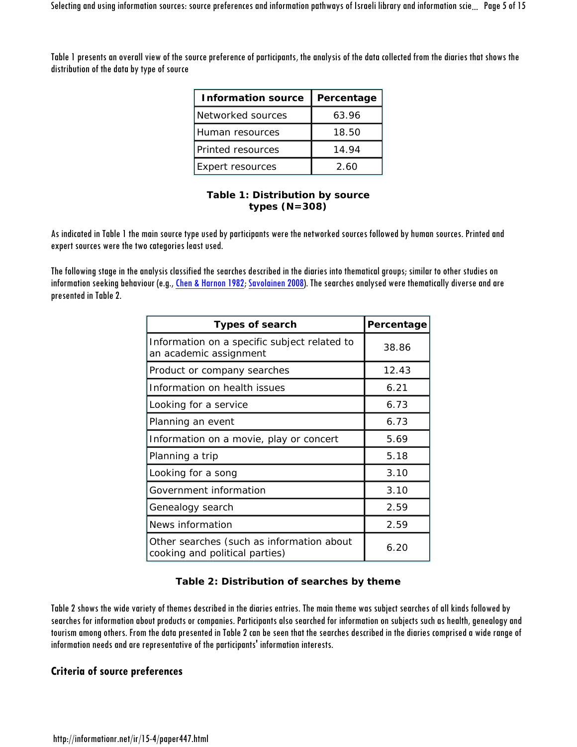Table 1 presents an overall view of the source preference of participants, the analysis of the data collected from the diaries that shows the distribution of the data by type of source

| Information source | Percentage |
| --- | --- |
| Networked sources | 63.96 |
| Human resources | 18.50 |
| Printed resources | 14.94 |
| Expert resources | 2.60 |

**Table 1: Distribution by source types (N=308)**

As indicated in Table 1 the main source type used by participants were the networked sources followed by human sources. Printed and expert sources were the two categories least used.

The following stage in the analysis classified the searches described in the diaries into thematical groups; similar to other studies on information seeking behaviour (e.g., Chen & Harnon 1982; Savolainen 2008). The searches analysed were thematically diverse and are presented in Table 2.

| Types of search | Percentage |
| --- | --- |
| Information on a specific subject related to an academic assignment | 38.86 |
| Product or company searches | 12.43 |
| Information on health issues | 6.21 |
| Looking for a service | 6.73 |
| Planning an event | 6.73 |
| Information on a movie, play or concert | 5.69 |
| Planning a trip | 5.18 |
| Looking for a song | 3.10 |
| Government information | 3.10 |
| Genealogy search | 2.59 |
| News information | 2.59 |
| Other searches (such as information about cooking and political parties) | 6.20 |

**Table 2: Distribution of searches by theme**

Table 2 shows the wide variety of themes described in the diaries entries. The main theme was subject searches of all kinds followed by searches for information about products or companies. Participants also searched for information on subjects such as health, genealogy and tourism among others. From the data presented in Table 2 can be seen that the searches described in the diaries comprised a wide range of information needs and are representative of the participants' information interests.

## Criteria of source preferences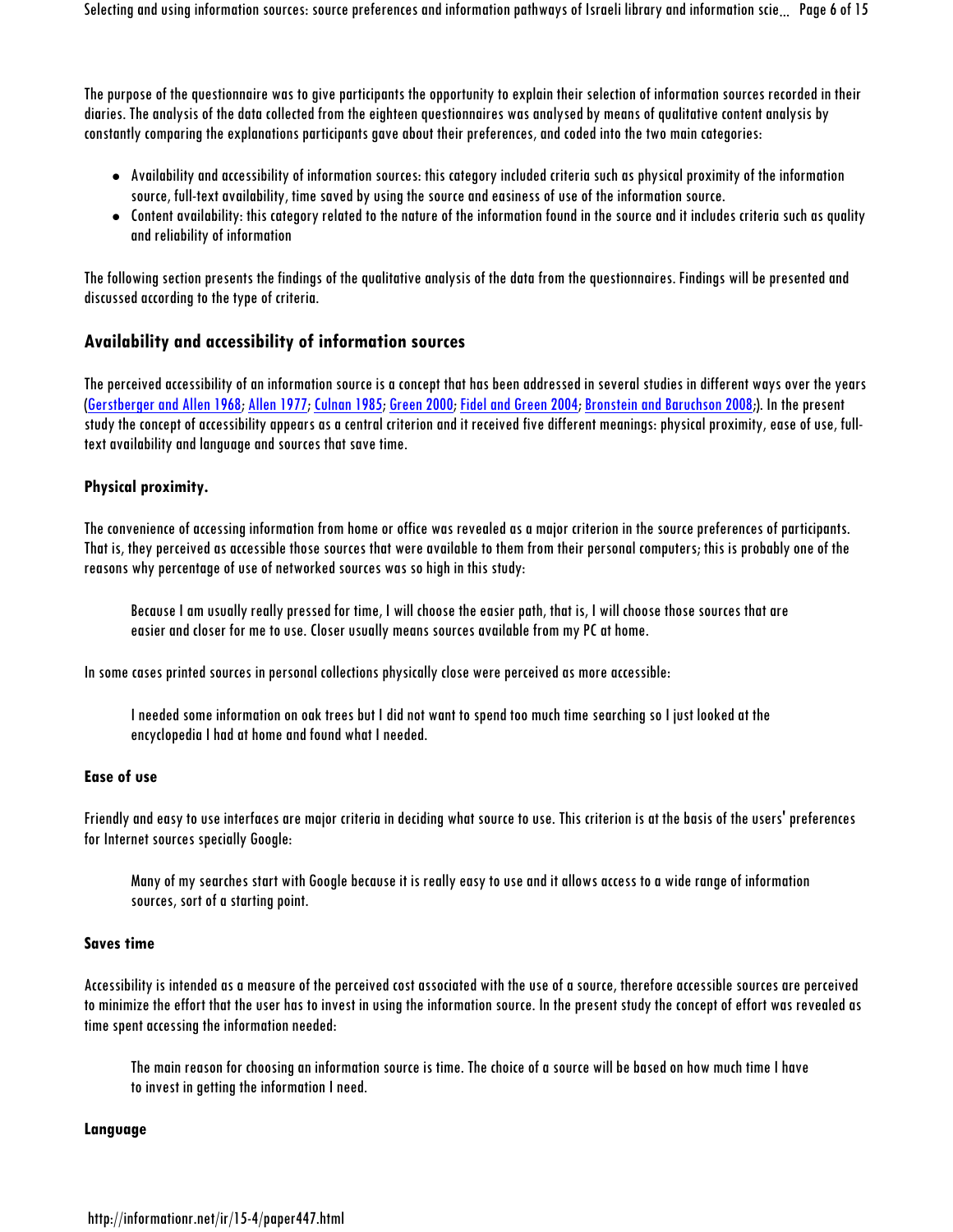The purpose of the questionnaire was to give participants the opportunity to explain their selection of information sources recorded in their diaries. The analysis of the data collected from the eighteen questionnaires was analysed by means of qualitative content analysis by constantly comparing the explanations participants gave about their preferences, and coded into the two main categories:

- Availability and accessibility of information sources: this category included criteria such as physical proximity of the information source, full-text availability, time saved by using the source and easiness of use of the information source.
- Content availability: this category related to the nature of the information found in the source and it includes criteria such as quality and reliability of information

The following section presents the findings of the qualitative analysis of the data from the questionnaires. Findings will be presented and discussed according to the type of criteria.

## Availability and accessibility of information sources

The perceived accessibility of an information source is a concept that has been addressed in several studies in different ways over the years (Gerstberger and Allen 1968; Allen 1977; Culnan 1985; Green 2000; Fidel and Green 2004; Bronstein and Baruchson 2008;). In the present study the concept of accessibility appears as a central criterion and it received five different meanings: physical proximity, ease of use, full-text availability and language and sources that save time.

### Physical proximity.

The convenience of accessing information from home or office was revealed as a major criterion in the source preferences of participants. That is, they perceived as accessible those sources that were available to them from their personal computers; this is probably one of the reasons why percentage of use of networked sources was so high in this study:

> Because I am usually really pressed for time, I will choose the easier path, that is, I will choose those sources that are easier and closer for me to use. Closer usually means sources available from my PC at home.

In some cases printed sources in personal collections physically close were perceived as more accessible:

> I needed some information on oak trees but I did not want to spend too much time searching so I just looked at the encyclopedia I had at home and found what I needed.

### Ease of use

Friendly and easy to use interfaces are major criteria in deciding what source to use. This criterion is at the basis of the users' preferences for Internet sources specially Google:

> Many of my searches start with Google because it is really easy to use and it allows access to a wide range of information sources, sort of a starting point.

### Saves time

Accessibility is intended as a measure of the perceived cost associated with the use of a source, therefore accessible sources are perceived to minimize the effort that the user has to invest in using the information source. In the present study the concept of effort was revealed as time spent accessing the information needed:

> The main reason for choosing an information source is time. The choice of a source will be based on how much time I have to invest in getting the information I need.

### Language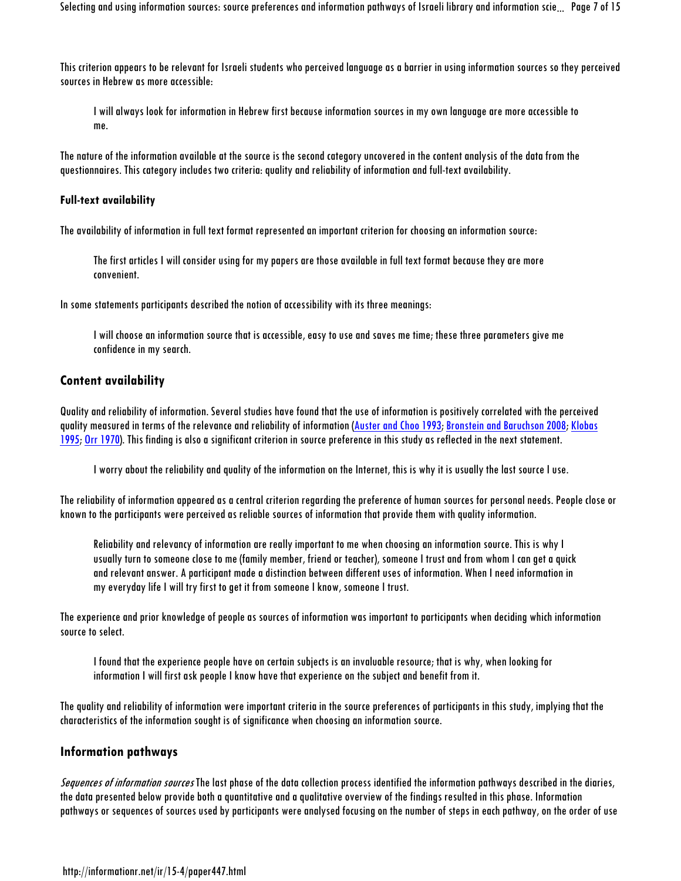This criterion appears to be relevant for Israeli students who perceived language as a barrier in using information sources so they perceived sources in Hebrew as more accessible:

> I will always look for information in Hebrew first because information sources in my own language are more accessible to me.

The nature of the information available at the source is the second category uncovered in the content analysis of the data from the questionnaires. This category includes two criteria: quality and reliability of information and full-text availability.

**Full-text availability**

The availability of information in full text format represented an important criterion for choosing an information source:

> The first articles I will consider using for my papers are those available in full text format because they are more convenient.

In some statements participants described the notion of accessibility with its three meanings:

> I will choose an information source that is accessible, easy to use and saves me time; these three parameters give me confidence in my search.

## Content availability

Quality and reliability of information. Several studies have found that the use of information is positively correlated with the perceived quality measured in terms of the relevance and reliability of information (Auster and Choo 1993; Bronstein and Baruchson 2008; Klobas 1995; Orr 1970). This finding is also a significant criterion in source preference in this study as reflected in the next statement.

> I worry about the reliability and quality of the information on the Internet, this is why it is usually the last source I use.

The reliability of information appeared as a central criterion regarding the preference of human sources for personal needs. People close or known to the participants were perceived as reliable sources of information that provide them with quality information.

> Reliability and relevancy of information are really important to me when choosing an information source. This is why I usually turn to someone close to me (family member, friend or teacher), someone I trust and from whom I can get a quick and relevant answer. A participant made a distinction between different uses of information. When I need information in my everyday life I will try first to get it from someone I know, someone I trust.

The experience and prior knowledge of people as sources of information was important to participants when deciding which information source to select.

> I found that the experience people have on certain subjects is an invaluable resource; that is why, when looking for information I will first ask people I know have that experience on the subject and benefit from it.

The quality and reliability of information were important criteria in the source preferences of participants in this study, implying that the characteristics of the information sought is of significance when choosing an information source.

## Information pathways

*Sequences of information sources* The last phase of the data collection process identified the information pathways described in the diaries, the data presented below provide both a quantitative and a qualitative overview of the findings resulted in this phase. Information pathways or sequences of sources used by participants were analysed focusing on the number of steps in each pathway, on the order of use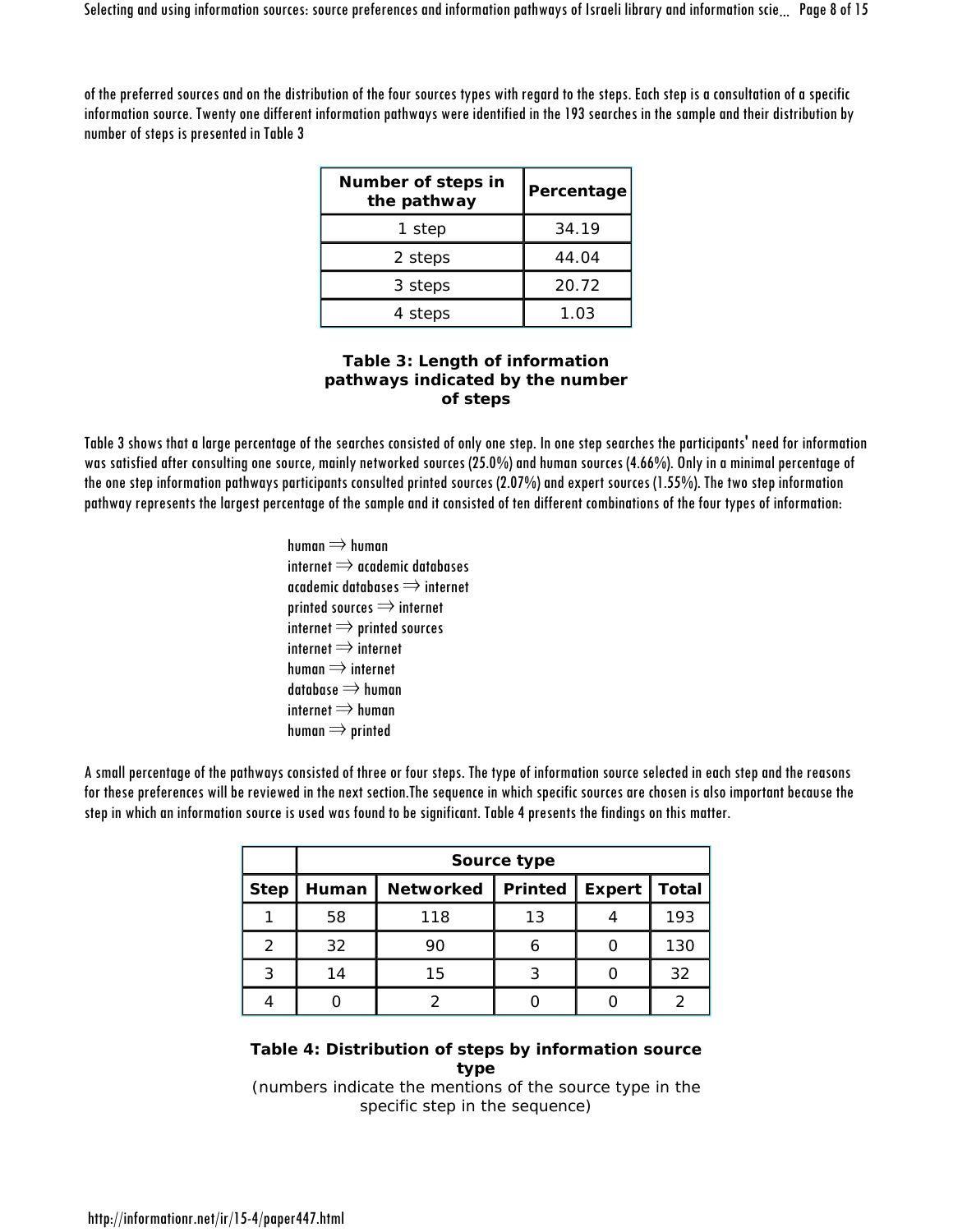of the preferred sources and on the distribution of the four sources types with regard to the steps. Each step is a consultation of a specific information source. Twenty one different information pathways were identified in the 193 searches in the sample and their distribution by number of steps is presented in Table 3

| Number of steps in the pathway | Percentage |
|---|---|
| 1 step | 34.19 |
| 2 steps | 44.04 |
| 3 steps | 20.72 |
| 4 steps | 1.03 |

**Table 3: Length of information pathways indicated by the number of steps**

Table 3 shows that a large percentage of the searches consisted of only one step. In one step searches the participants' need for information was satisfied after consulting one source, mainly networked sources (25.0%) and human sources (4.66%). Only in a minimal percentage of the one step information pathways participants consulted printed sources (2.07%) and expert sources (1.55%). The two step information pathway represents the largest percentage of the sample and it consisted of ten different combinations of the four types of information:

human ⇒ human
internet ⇒ academic databases
academic databases ⇒ internet
printed sources ⇒ internet
internet ⇒ printed sources
internet ⇒ internet
human ⇒ internet
database ⇒ human
internet ⇒ human
human ⇒ printed

A small percentage of the pathways consisted of three or four steps. The type of information source selected in each step and the reasons for these preferences will be reviewed in the next section.The sequence in which specific sources are chosen is also important because the step in which an information source is used was found to be significant. Table 4 presents the findings on this matter.

| | Source type | | | | |
|---|---|---|---|---|---|
| Step | Human | Networked | Printed | Expert | Total |
| 1 | 58 | 118 | 13 | 4 | 193 |
| 2 | 32 | 90 | 6 | 0 | 130 |
| 3 | 14 | 15 | 3 | 0 | 32 |
| 4 | 0 | 2 | 0 | 0 | 2 |

**Table 4: Distribution of steps by information source type**
(numbers indicate the mentions of the source type in the specific step in the sequence)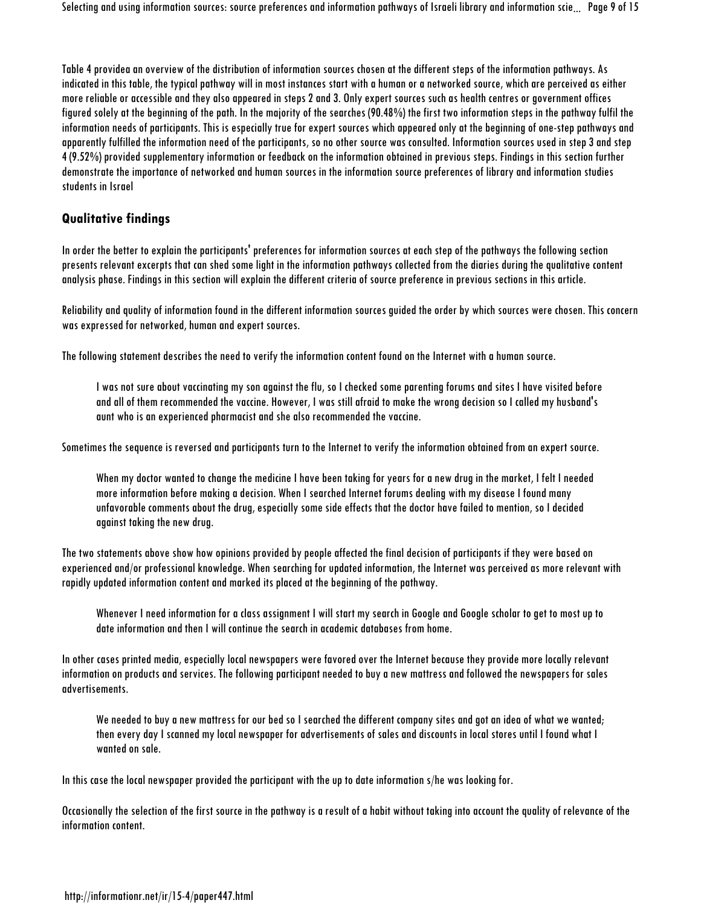Table 4 providea an overview of the distribution of information sources chosen at the different steps of the information pathways. As indicated in this table, the typical pathway will in most instances start with a human or a networked source, which are perceived as either more reliable or accessible and they also appeared in steps 2 and 3. Only expert sources such as health centres or government offices figured solely at the beginning of the path. In the majority of the searches (90.48%) the first two information steps in the pathway fulfil the information needs of participants. This is especially true for expert sources which appeared only at the beginning of one-step pathways and apparently fulfilled the information need of the participants, so no other source was consulted. Information sources used in step 3 and step 4 (9.52%) provided supplementary information or feedback on the information obtained in previous steps. Findings in this section further demonstrate the importance of networked and human sources in the information source preferences of library and information studies students in Israel

### Qualitative findings

In order the better to explain the participants' preferences for information sources at each step of the pathways the following section presents relevant excerpts that can shed some light in the information pathways collected from the diaries during the qualitative content analysis phase. Findings in this section will explain the different criteria of source preference in previous sections in this article.

Reliability and quality of information found in the different information sources guided the order by which sources were chosen. This concern was expressed for networked, human and expert sources.

The following statement describes the need to verify the information content found on the Internet with a human source.

> I was not sure about vaccinating my son against the flu, so I checked some parenting forums and sites I have visited before and all of them recommended the vaccine. However, I was still afraid to make the wrong decision so I called my husband's aunt who is an experienced pharmacist and she also recommended the vaccine.

Sometimes the sequence is reversed and participants turn to the Internet to verify the information obtained from an expert source.

> When my doctor wanted to change the medicine I have been taking for years for a new drug in the market, I felt I needed more information before making a decision. When I searched Internet forums dealing with my disease I found many unfavorable comments about the drug, especially some side effects that the doctor have failed to mention, so I decided against taking the new drug.

The two statements above show how opinions provided by people affected the final decision of participants if they were based on experienced and/or professional knowledge. When searching for updated information, the Internet was perceived as more relevant with rapidly updated information content and marked its placed at the beginning of the pathway.

> Whenever I need information for a class assignment I will start my search in Google and Google scholar to get to most up to date information and then I will continue the search in academic databases from home.

In other cases printed media, especially local newspapers were favored over the Internet because they provide more locally relevant information on products and services. The following participant needed to buy a new mattress and followed the newspapers for sales advertisements.

> We needed to buy a new mattress for our bed so I searched the different company sites and got an idea of what we wanted; then every day I scanned my local newspaper for advertisements of sales and discounts in local stores until I found what I wanted on sale.

In this case the local newspaper provided the participant with the up to date information s/he was looking for.

Occasionally the selection of the first source in the pathway is a result of a habit without taking into account the quality of relevance of the information content.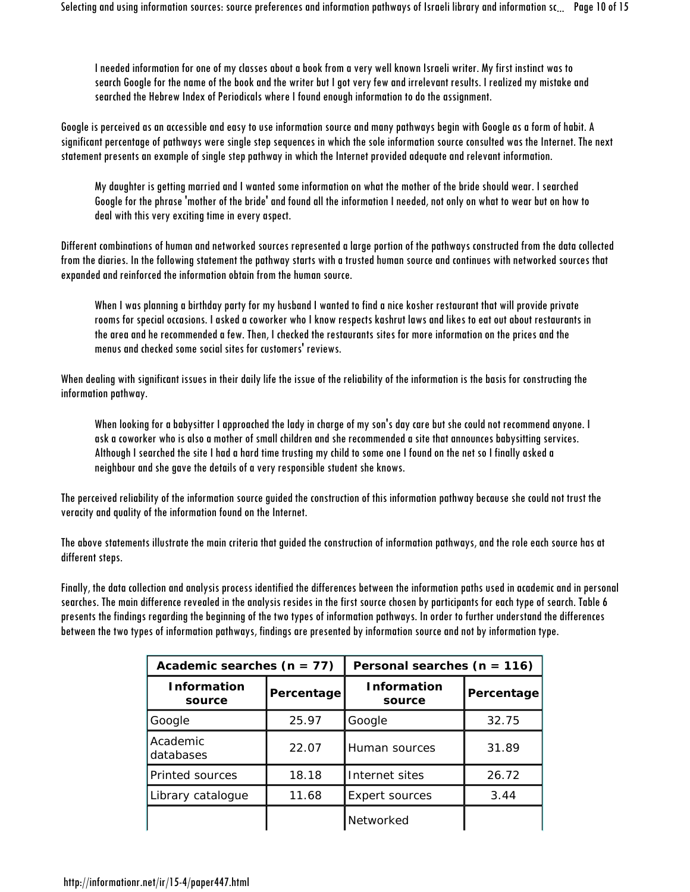> I needed information for one of my classes about a book from a very well known Israeli writer. My first instinct was to search Google for the name of the book and the writer but I got very few and irrelevant results. I realized my mistake and searched the Hebrew Index of Periodicals where I found enough information to do the assignment.

Google is perceived as an accessible and easy to use information source and many pathways begin with Google as a form of habit. A significant percentage of pathways were single step sequences in which the sole information source consulted was the Internet. The next statement presents an example of single step pathway in which the Internet provided adequate and relevant information.

> My daughter is getting married and I wanted some information on what the mother of the bride should wear. I searched Google for the phrase 'mother of the bride' and found all the information I needed, not only on what to wear but on how to deal with this very exciting time in every aspect.

Different combinations of human and networked sources represented a large portion of the pathways constructed from the data collected from the diaries. In the following statement the pathway starts with a trusted human source and continues with networked sources that expanded and reinforced the information obtain from the human source.

> When I was planning a birthday party for my husband I wanted to find a nice kosher restaurant that will provide private rooms for special occasions. I asked a coworker who I know respects kashrut laws and likes to eat out about restaurants in the area and he recommended a few. Then, I checked the restaurants sites for more information on the prices and the menus and checked some social sites for customers' reviews.

When dealing with significant issues in their daily life the issue of the reliability of the information is the basis for constructing the information pathway.

> When looking for a babysitter I approached the lady in charge of my son's day care but she could not recommend anyone. I ask a coworker who is also a mother of small children and she recommended a site that announces babysitting services. Although I searched the site I had a hard time trusting my child to some one I found on the net so I finally asked a neighbour and she gave the details of a very responsible student she knows.

The perceived reliability of the information source guided the construction of this information pathway because she could not trust the veracity and quality of the information found on the Internet.

The above statements illustrate the main criteria that guided the construction of information pathways, and the role each source has at different steps.

Finally, the data collection and analysis process identified the differences between the information paths used in academic and in personal searches. The main difference revealed in the analysis resides in the first source chosen by participants for each type of search. Table 6 presents the findings regarding the beginning of the two types of information pathways. In order to further understand the differences between the two types of information pathways, findings are presented by information source and not by information type.

| Academic searches (n = 77) | | Personal searches (n = 116) | |
|---|---|---|---|
| Information source | Percentage | Information source | Percentage |
| Google | 25.97 | Google | 32.75 |
| Academic databases | 22.07 | Human sources | 31.89 |
| Printed sources | 18.18 | Internet sites | 26.72 |
| Library catalogue | 11.68 | Expert sources | 3.44 |
| | | Networked | |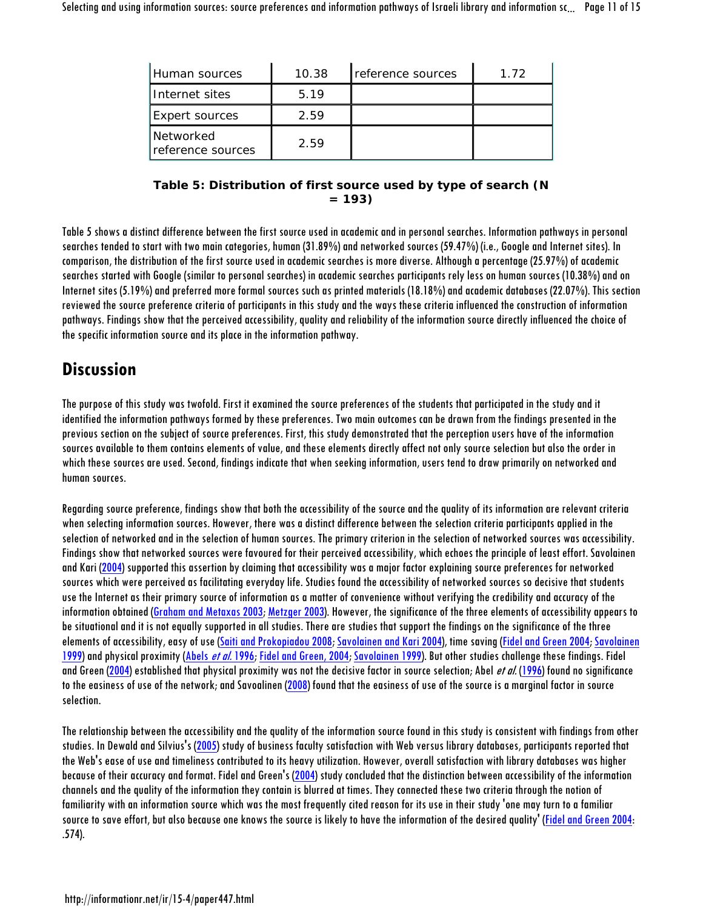| | | | |
|---|---|---|---|
| Human sources | 10.38 | reference sources | 1.72 |
| Internet sites | 5.19 | | |
| Expert sources | 2.59 | | |
| Networked reference sources | 2.59 | | |

**Table 5: Distribution of first source used by type of search (N = 193)**

Table 5 shows a distinct difference between the first source used in academic and in personal searches. Information pathways in personal searches tended to start with two main categories, human (31.89%) and networked sources (59.47%) (i.e., Google and Internet sites). In comparison, the distribution of the first source used in academic searches is more diverse. Although a percentage (25.97%) of academic searches started with Google (similar to personal searches) in academic searches participants rely less on human sources (10.38%) and on Internet sites (5.19%) and preferred more formal sources such as printed materials (18.18%) and academic databases (22.07%). This section reviewed the source preference criteria of participants in this study and the ways these criteria influenced the construction of information pathways. Findings show that the perceived accessibility, quality and reliability of the information source directly influenced the choice of the specific information source and its place in the information pathway.

## Discussion

The purpose of this study was twofold. First it examined the source preferences of the students that participated in the study and it identified the information pathways formed by these preferences. Two main outcomes can be drawn from the findings presented in the previous section on the subject of source preferences. First, this study demonstrated that the perception users have of the information sources available to them contains elements of value, and these elements directly affect not only source selection but also the order in which these sources are used. Second, findings indicate that when seeking information, users tend to draw primarily on networked and human sources.

Regarding source preference, findings show that both the accessibility of the source and the quality of its information are relevant criteria when selecting information sources. However, there was a distinct difference between the selection criteria participants applied in the selection of networked and in the selection of human sources. The primary criterion in the selection of networked sources was accessibility. Findings show that networked sources were favoured for their perceived accessibility, which echoes the principle of least effort. Savolainen and Kari (2004) supported this assertion by claiming that accessibility was a major factor explaining source preferences for networked sources which were perceived as facilitating everyday life. Studies found the accessibility of networked sources so decisive that students use the Internet as their primary source of information as a matter of convenience without verifying the credibility and accuracy of the information obtained (Graham and Metaxas 2003; Metzger 2003). However, the significance of the three elements of accessibility appears to be situational and it is not equally supported in all studies. There are studies that support the findings on the significance of the three elements of accessibility, easy of use (Saiti and Prokopiadou 2008; Savolainen and Kari 2004), time saving (Fidel and Green 2004; Savolainen 1999) and physical proximity (Abels *et al.* 1996; Fidel and Green, 2004; Savolainen 1999). But other studies challenge these findings. Fidel and Green (2004) established that physical proximity was not the decisive factor in source selection; Abel *et al.* (1996) found no significance to the easiness of use of the network; and Savoalinen (2008) found that the easiness of use of the source is a marginal factor in source selection.

The relationship between the accessibility and the quality of the information source found in this study is consistent with findings from other studies. In Dewald and Silvius's (2005) study of business faculty satisfaction with Web versus library databases, participants reported that the Web's ease of use and timeliness contributed to its heavy utilization. However, overall satisfaction with library databases was higher because of their accuracy and format. Fidel and Green's (2004) study concluded that the distinction between accessibility of the information channels and the quality of the information they contain is blurred at times. They connected these two criteria through the notion of familiarity with an information source which was the most frequently cited reason for its use in their study 'one may turn to a familiar source to save effort, but also because one knows the source is likely to have the information of the desired quality' (Fidel and Green 2004: .574).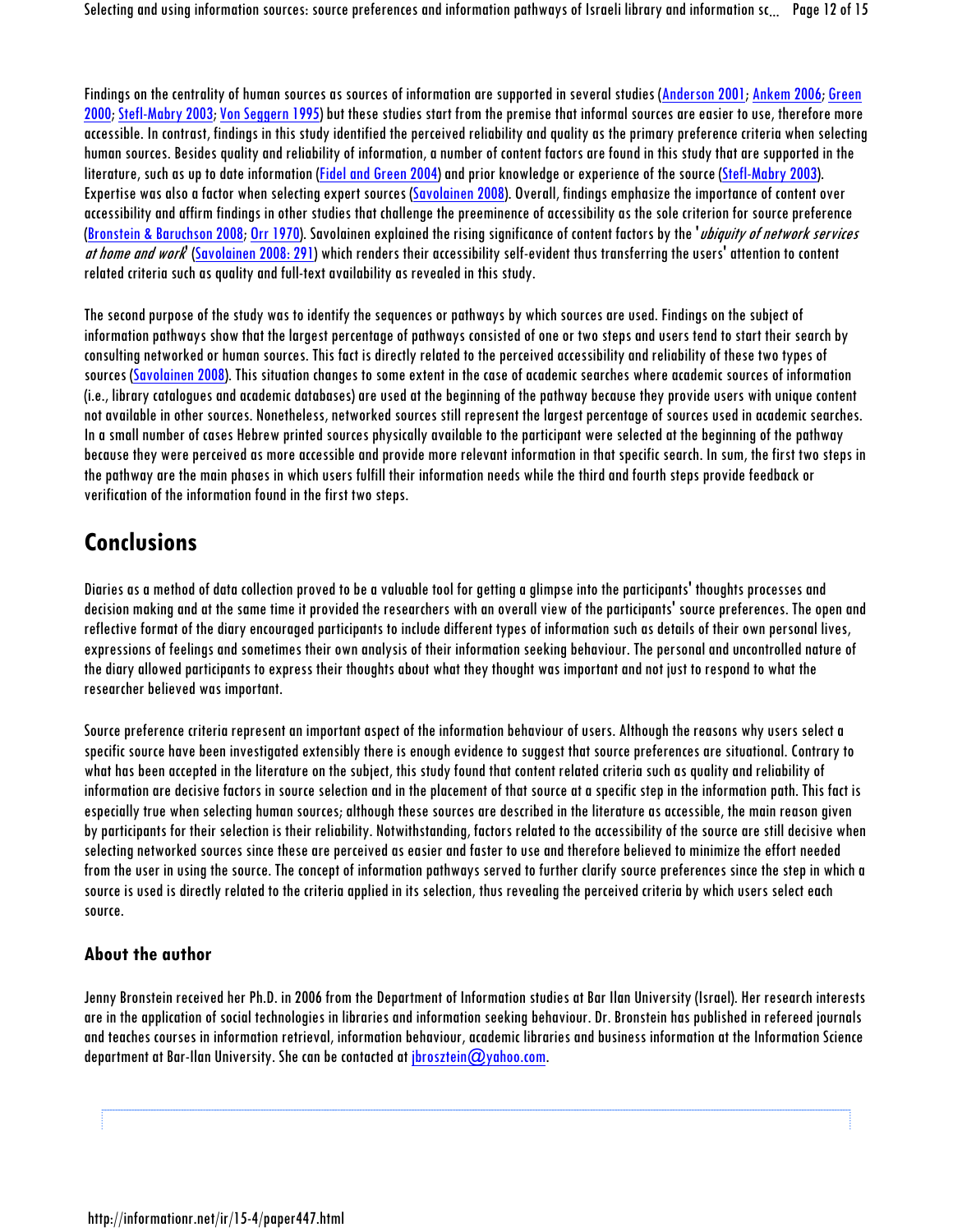Findings on the centrality of human sources as sources of information are supported in several studies (Anderson 2001; Ankem 2006; Green 2000; Stefl-Mabry 2003; Von Seggern 1995) but these studies start from the premise that informal sources are easier to use, therefore more accessible. In contrast, findings in this study identified the perceived reliability and quality as the primary preference criteria when selecting human sources. Besides quality and reliability of information, a number of content factors are found in this study that are supported in the literature, such as up to date information (Fidel and Green 2004) and prior knowledge or experience of the source (Stefl-Mabry 2003). Expertise was also a factor when selecting expert sources (Savolainen 2008). Overall, findings emphasize the importance of content over accessibility and affirm findings in other studies that challenge the preeminence of accessibility as the sole criterion for source preference (Bronstein & Baruchson 2008; Orr 1970). Savolainen explained the rising significance of content factors by the '*ubiquity of network services at home and work*' (Savolainen 2008: 291) which renders their accessibility self-evident thus transferring the users' attention to content related criteria such as quality and full-text availability as revealed in this study.

The second purpose of the study was to identify the sequences or pathways by which sources are used. Findings on the subject of information pathways show that the largest percentage of pathways consisted of one or two steps and users tend to start their search by consulting networked or human sources. This fact is directly related to the perceived accessibility and reliability of these two types of sources (Savolainen 2008). This situation changes to some extent in the case of academic searches where academic sources of information (i.e., library catalogues and academic databases) are used at the beginning of the pathway because they provide users with unique content not available in other sources. Nonetheless, networked sources still represent the largest percentage of sources used in academic searches. In a small number of cases Hebrew printed sources physically available to the participant were selected at the beginning of the pathway because they were perceived as more accessible and provide more relevant information in that specific search. In sum, the first two steps in the pathway are the main phases in which users fulfill their information needs while the third and fourth steps provide feedback or verification of the information found in the first two steps.

## Conclusions

Diaries as a method of data collection proved to be a valuable tool for getting a glimpse into the participants' thoughts processes and decision making and at the same time it provided the researchers with an overall view of the participants' source preferences. The open and reflective format of the diary encouraged participants to include different types of information such as details of their own personal lives, expressions of feelings and sometimes their own analysis of their information seeking behaviour. The personal and uncontrolled nature of the diary allowed participants to express their thoughts about what they thought was important and not just to respond to what the researcher believed was important.

Source preference criteria represent an important aspect of the information behaviour of users. Although the reasons why users select a specific source have been investigated extensibly there is enough evidence to suggest that source preferences are situational. Contrary to what has been accepted in the literature on the subject, this study found that content related criteria such as quality and reliability of information are decisive factors in source selection and in the placement of that source at a specific step in the information path. This fact is especially true when selecting human sources; although these sources are described in the literature as accessible, the main reason given by participants for their selection is their reliability. Notwithstanding, factors related to the accessibility of the source are still decisive when selecting networked sources since these are perceived as easier and faster to use and therefore believed to minimize the effort needed from the user in using the source. The concept of information pathways served to further clarify source preferences since the step in which a source is used is directly related to the criteria applied in its selection, thus revealing the perceived criteria by which users select each source.

### About the author

Jenny Bronstein received her Ph.D. in 2006 from the Department of Information studies at Bar Ilan University (Israel). Her research interests are in the application of social technologies in libraries and information seeking behaviour. Dr. Bronstein has published in refereed journals and teaches courses in information retrieval, information behaviour, academic libraries and business information at the Information Science department at Bar-Ilan University. She can be contacted at jbrosztein@yahoo.com.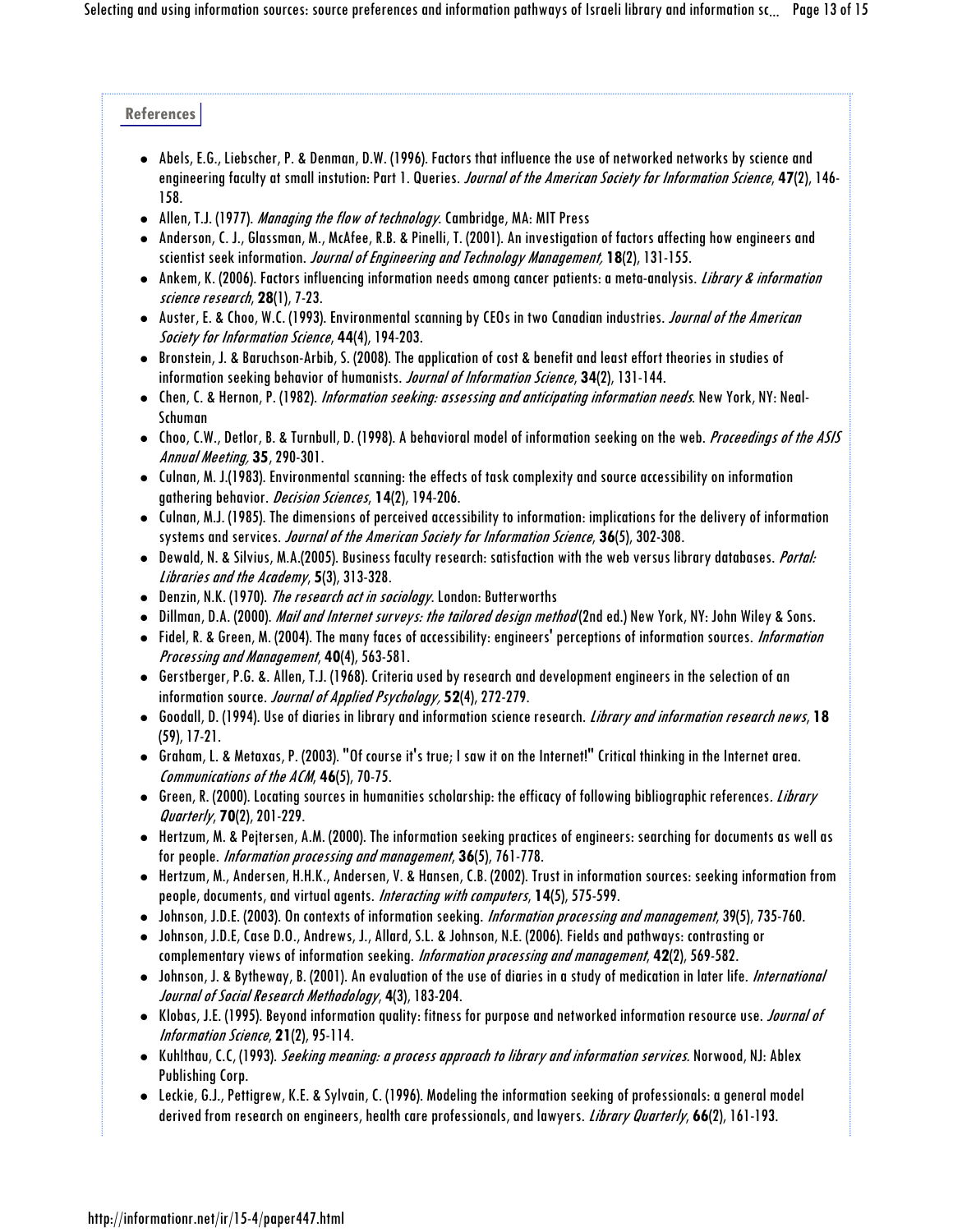## References

- Abels, E.G., Liebscher, P. & Denman, D.W. (1996). Factors that influence the use of networked networks by science and engineering faculty at small instution: Part 1. Queries. *Journal of the American Society for Information Science*, **47**(2), 146-158.
- Allen, T.J. (1977). *Managing the flow of technology*. Cambridge, MA: MIT Press
- Anderson, C. J., Glassman, M., McAfee, R.B. & Pinelli, T. (2001). An investigation of factors affecting how engineers and scientist seek information. *Journal of Engineering and Technology Management,* **18**(2), 131-155.
- Ankem, K. (2006). Factors influencing information needs among cancer patients: a meta-analysis. *Library & information science research*, **28**(1), 7-23.
- Auster, E. & Choo, W.C. (1993). Environmental scanning by CEOs in two Canadian industries. *Journal of the American Society for Information Science*, **44**(4), 194-203.
- Bronstein, J. & Baruchson-Arbib, S. (2008). The application of cost & benefit and least effort theories in studies of information seeking behavior of humanists. *Journal of Information Science*, **34**(2), 131-144.
- Chen, C. & Hernon, P. (1982). *Information seeking: assessing and anticipating information needs*. New York, NY: Neal-Schuman
- Choo, C.W., Detlor, B. & Turnbull, D. (1998). A behavioral model of information seeking on the web. *Proceedings of the ASIS Annual Meeting,* **35**, 290-301.
- Culnan, M. J.(1983). Environmental scanning: the effects of task complexity and source accessibility on information gathering behavior. *Decision Sciences*, **14**(2), 194-206.
- Culnan, M.J. (1985). The dimensions of perceived accessibility to information: implications for the delivery of information systems and services. *Journal of the American Society for Information Science*, **36**(5), 302-308.
- Dewald, N. & Silvius, M.A.(2005). Business faculty research: satisfaction with the web versus library databases. *Portal: Libraries and the Academy*, **5**(3), 313-328.
- Denzin, N.K. (1970). *The research act in sociology*. London: Butterworths
- Dillman, D.A. (2000). *Mail and Internet surveys: the tailored design method* (2nd ed.) New York, NY: John Wiley & Sons.
- Fidel, R. & Green, M. (2004). The many faces of accessibility: engineers' perceptions of information sources. *Information Processing and Management*, **40**(4), 563-581.
- Gerstberger, P.G. &. Allen, T.J. (1968). Criteria used by research and development engineers in the selection of an information source. *Journal of Applied Psychology,* **52**(4), 272-279.
- Goodall, D. (1994). Use of diaries in library and information science research. *Library and information research news*, **18** (59), 17-21.
- Graham, L. & Metaxas, P. (2003). "Of course it's true; I saw it on the Internet!" Critical thinking in the Internet area. *Communications of the ACM*, **46**(5), 70-75.
- Green, R. (2000). Locating sources in humanities scholarship: the efficacy of following bibliographic references. *Library Quarterly*, **70**(2), 201-229.
- Hertzum, M. & Pejtersen, A.M. (2000). The information seeking practices of engineers: searching for documents as well as for people. *Information processing and management*, **36**(5), 761-778.
- Hertzum, M., Andersen, H.H.K., Andersen, V. & Hansen, C.B. (2002). Trust in information sources: seeking information from people, documents, and virtual agents. *Interacting with computers*, **14**(5), 575-599.
- Johnson, J.D.E. (2003). On contexts of information seeking. *Information processing and management*, 39(5), 735-760.
- Johnson, J.D.E, Case D.O., Andrews, J., Allard, S.L. & Johnson, N.E. (2006). Fields and pathways: contrasting or complementary views of information seeking. *Information processing and management*, **42**(2), 569-582.
- Johnson, J. & Bytheway, B. (2001). An evaluation of the use of diaries in a study of medication in later life. *International Journal of Social Research Methodology*, **4**(3), 183-204.
- Klobas, J.E. (1995). Beyond information quality: fitness for purpose and networked information resource use. *Journal of Information Science*, **21**(2), 95-114.
- Kuhlthau, C.C, (1993). *Seeking meaning: a process approach to library and information services.* Norwood, NJ: Ablex Publishing Corp.
- Leckie, G.J., Pettigrew, K.E. & Sylvain, C. (1996). Modeling the information seeking of professionals: a general model derived from research on engineers, health care professionals, and lawyers. *Library Quarterly*, **66**(2), 161-193.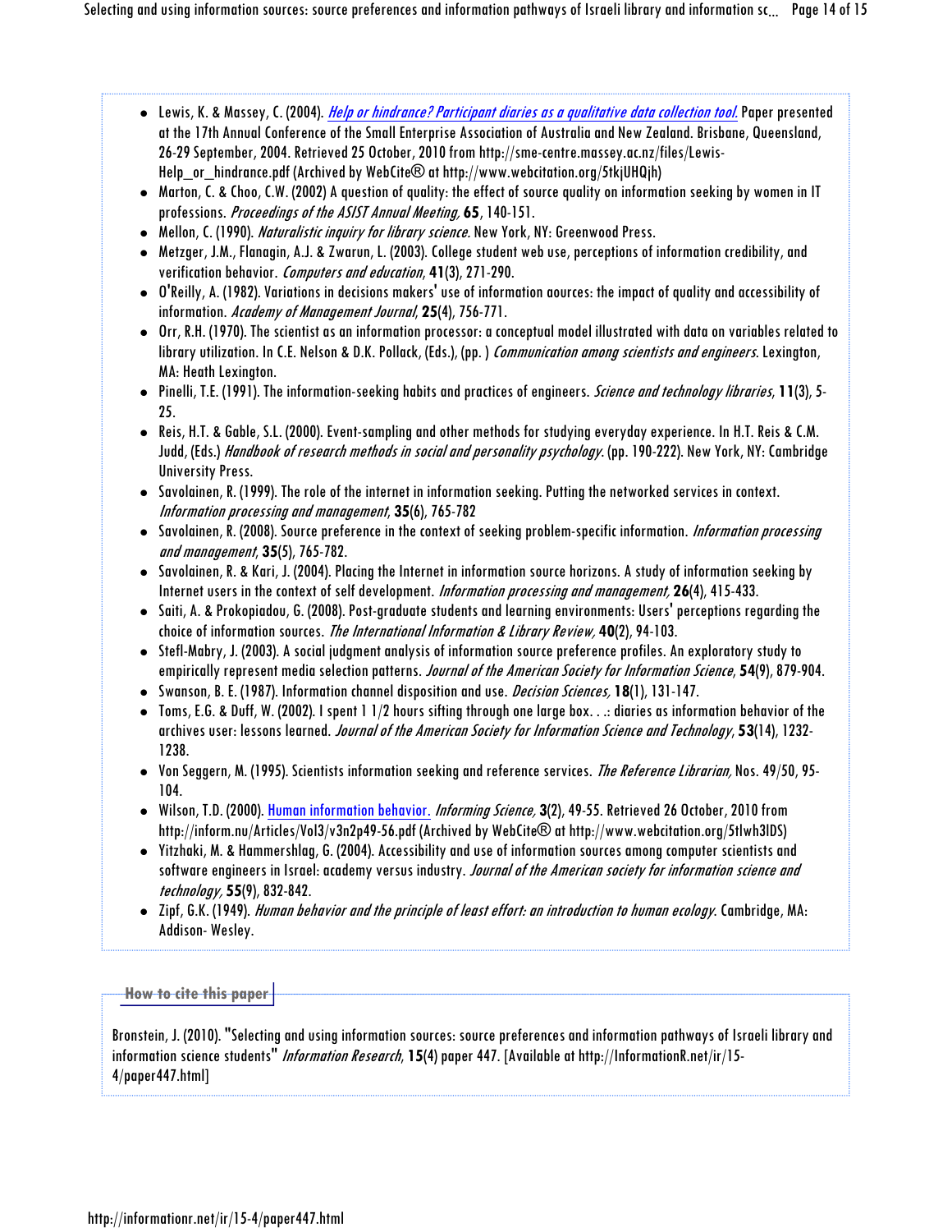- Lewis, K. & Massey, C. (2004). *Help or hindrance? Participant diaries as a qualitative data collection tool.* Paper presented at the 17th Annual Conference of the Small Enterprise Association of Australia and New Zealand. Brisbane, Queensland, 26-29 September, 2004. Retrieved 25 October, 2010 from http://sme-centre.massey.ac.nz/files/Lewis-Help_or_hindrance.pdf (Archived by WebCite® at http://www.webcitation.org/5tkjUHQjh)
- Marton, C. & Choo, C.W. (2002) A question of quality: the effect of source quality on information seeking by women in IT professions. *Proceedings of the ASIST Annual Meeting,* **65**, 140-151.
- Mellon, C. (1990). *Naturalistic inquiry for library science.* New York, NY: Greenwood Press.
- Metzger, J.M., Flanagin, A.J. & Zwarun, L. (2003). College student web use, perceptions of information credibility, and verification behavior. *Computers and education*, **41**(3), 271-290.
- O'Reilly, A. (1982). Variations in decisions makers' use of information aources: the impact of quality and accessibility of information. *Academy of Management Journal*, **25**(4), 756-771.
- Orr, R.H. (1970). The scientist as an information processor: a conceptual model illustrated with data on variables related to library utilization. In C.E. Nelson & D.K. Pollack, (Eds.), (pp. ) *Communication among scientists and engineers.* Lexington, MA: Heath Lexington.
- Pinelli, T.E. (1991). The information-seeking habits and practices of engineers. *Science and technology libraries*, **11**(3), 5-25.
- Reis, H.T. & Gable, S.L. (2000). Event-sampling and other methods for studying everyday experience. In H.T. Reis & C.M. Judd, (Eds.) *Handbook of research methods in social and personality psychology.* (pp. 190-222). New York, NY: Cambridge University Press.
- Savolainen, R. (1999). The role of the internet in information seeking. Putting the networked services in context. *Information processing and management*, **35**(6), 765-782
- Savolainen, R. (2008). Source preference in the context of seeking problem-specific information. *Information processing and management*, **35**(5), 765-782.
- Savolainen, R. & Kari, J. (2004). Placing the Internet in information source horizons. A study of information seeking by Internet users in the context of self development. *Information processing and management,* **26**(4), 415-433.
- Saiti, A. & Prokopiadou, G. (2008). Post-graduate students and learning environments: Users' perceptions regarding the choice of information sources. *The International Information & Library Review,* **40**(2), 94-103.
- Stefl-Mabry, J. (2003). A social judgment analysis of information source preference profiles. An exploratory study to empirically represent media selection patterns. *Journal of the American Society for Information Science*, **54**(9), 879-904.
- Swanson, B. E. (1987). Information channel disposition and use. *Decision Sciences,* **18**(1), 131-147.
- Toms, E.G. & Duff, W. (2002). I spent 1 1/2 hours sifting through one large box. . .: diaries as information behavior of the archives user: lessons learned. *Journal of the American Society for Information Science and Technology*, **53**(14), 1232-1238.
- Von Seggern, M. (1995). Scientists information seeking and reference services. *The Reference Librarian,* Nos. 49/50, 95-104.
- Wilson, T.D. (2000). Human information behavior. *Informing Science,* **3**(2), 49-55. Retrieved 26 October, 2010 from http://inform.nu/Articles/Vol3/v3n2p49-56.pdf (Archived by WebCite® at http://www.webcitation.org/5tlwh3lDS)
- Yitzhaki, M. & Hammershlag, G. (2004). Accessibility and use of information sources among computer scientists and software engineers in Israel: academy versus industry. *Journal of the American society for information science and technology,* **55**(9), 832-842.
- Zipf, G.K. (1949). *Human behavior and the principle of least effort: an introduction to human ecology.* Cambridge, MA: Addison- Wesley.

## How to cite this paper

Bronstein, J. (2010). "Selecting and using information sources: source preferences and information pathways of Israeli library and information science students" *Information Research*, **15**(4) paper 447. [Available at http://InformationR.net/ir/15-4/paper447.html]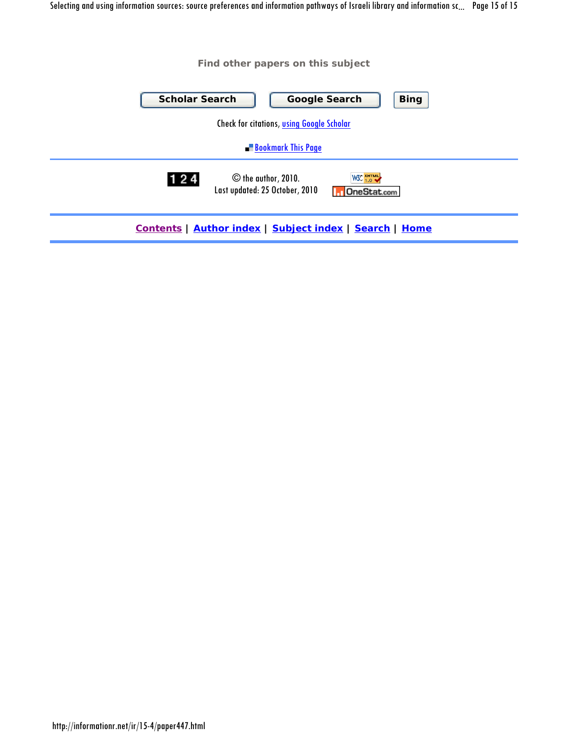**Find other papers on this subject**

Scholar Search | Google Search | Bing

Check for citations, using Google Scholar

Bookmark This Page

124

© the author, 2010.
Last updated: 25 October, 2010

Contents | Author index | Subject index | Search | Home